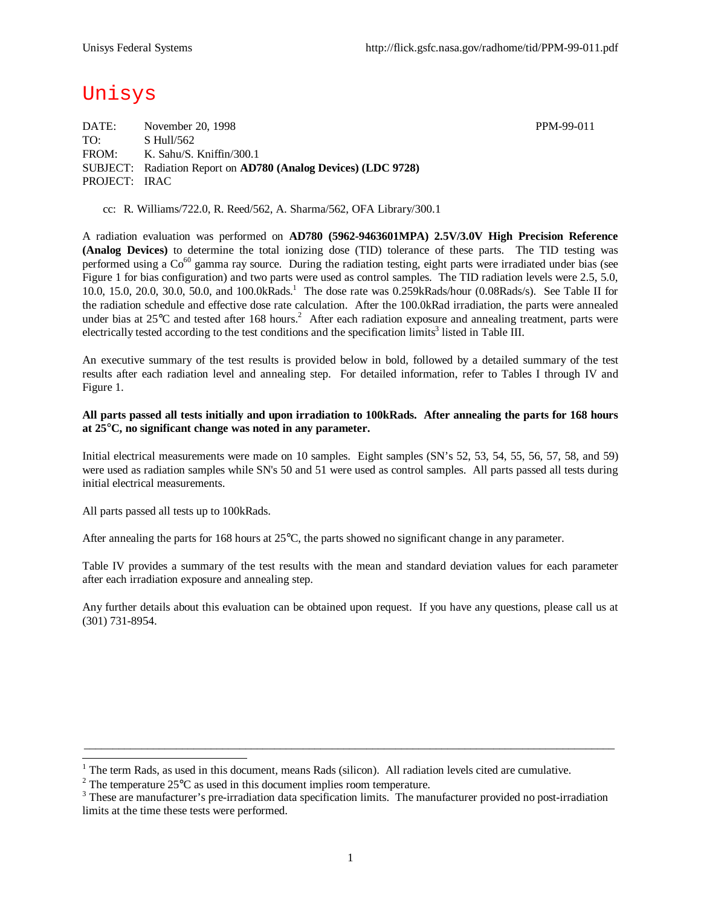Unisys

DATE: November 20, 1998 PPM-99-011
TO: S Hull/562
FROM: K. Sahu/S. Kniffin/300.1
SUBJECT: Radiation Report on **AD780 (Analog Devices) (LDC 9728)**
PROJECT: IRAC

cc: R. Williams/722.0, R. Reed/562, A. Sharma/562, OFA Library/300.1

A radiation evaluation was performed on **AD780 (5962-9463601MPA) 2.5V/3.0V High Precision Reference (Analog Devices)** to determine the total ionizing dose (TID) tolerance of these parts. The TID testing was performed using a $Co^{60}$ gamma ray source. During the radiation testing, eight parts were irradiated under bias (see Figure 1 for bias configuration) and two parts were used as control samples. The TID radiation levels were 2.5, 5.0, 10.0, 15.0, 20.0, 30.0, 50.0, and 100.0kRads.[1] The dose rate was 0.259kRads/hour (0.08Rads/s). See Table II for the radiation schedule and effective dose rate calculation. After the 100.0kRad irradiation, the parts were annealed under bias at 25°C and tested after 168 hours.[2] After each radiation exposure and annealing treatment, parts were electrically tested according to the test conditions and the specification limits[3] listed in Table III.

An executive summary of the test results is provided below in bold, followed by a detailed summary of the test results after each radiation level and annealing step. For detailed information, refer to Tables I through IV and Figure 1.

**All parts passed all tests initially and upon irradiation to 100kRads. After annealing the parts for 168 hours at 25°C, no significant change was noted in any parameter.**

Initial electrical measurements were made on 10 samples. Eight samples (SN's 52, 53, 54, 55, 56, 57, 58, and 59) were used as radiation samples while SN's 50 and 51 were used as control samples. All parts passed all tests during initial electrical measurements.

All parts passed all tests up to 100kRads.

After annealing the parts for 168 hours at 25°C, the parts showed no significant change in any parameter.

Table IV provides a summary of the test results with the mean and standard deviation values for each parameter after each irradiation exposure and annealing step.

Any further details about this evaluation can be obtained upon request. If you have any questions, please call us at (301) 731-8954.

---

[1] The term Rads, as used in this document, means Rads (silicon). All radiation levels cited are cumulative.

[2] The temperature 25°C as used in this document implies room temperature.

[3] These are manufacturer's pre-irradiation data specification limits. The manufacturer provided no post-irradiation limits at the time these tests were performed.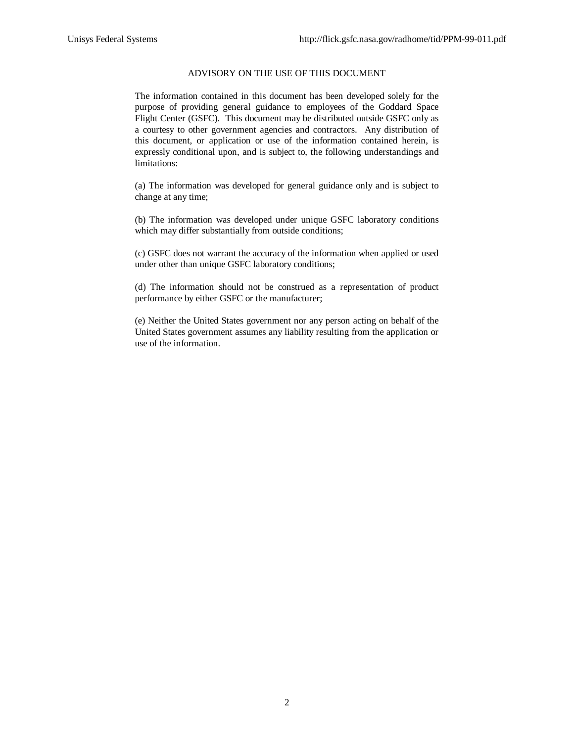## ADVISORY ON THE USE OF THIS DOCUMENT

The information contained in this document has been developed solely for the purpose of providing general guidance to employees of the Goddard Space Flight Center (GSFC). This document may be distributed outside GSFC only as a courtesy to other government agencies and contractors. Any distribution of this document, or application or use of the information contained herein, is expressly conditional upon, and is subject to, the following understandings and limitations:

(a) The information was developed for general guidance only and is subject to change at any time;

(b) The information was developed under unique GSFC laboratory conditions which may differ substantially from outside conditions;

(c) GSFC does not warrant the accuracy of the information when applied or used under other than unique GSFC laboratory conditions;

(d) The information should not be construed as a representation of product performance by either GSFC or the manufacturer;

(e) Neither the United States government nor any person acting on behalf of the United States government assumes any liability resulting from the application or use of the information.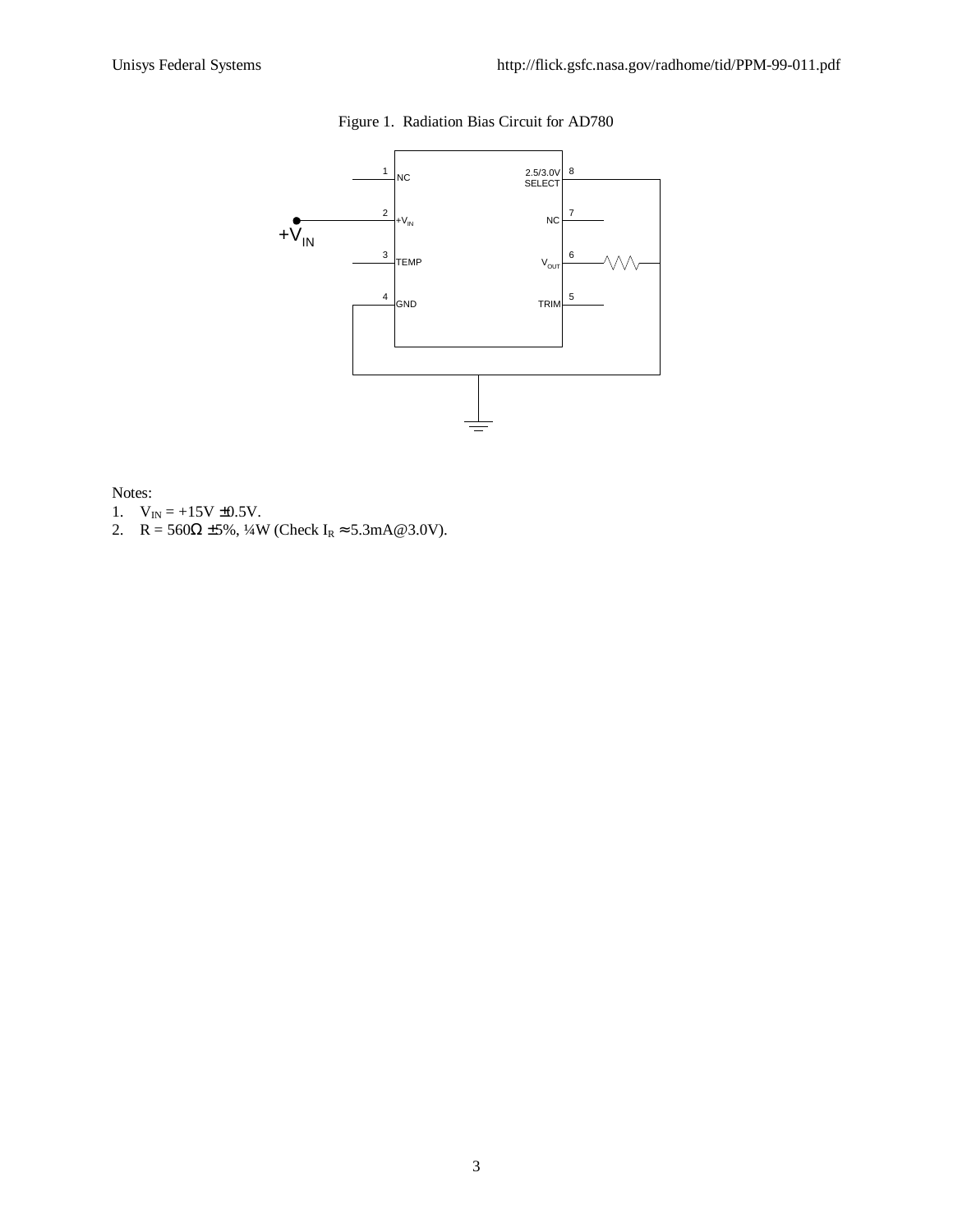Figure 1. Radiation Bias Circuit for AD780

Notes:

1. $V_{IN}$ = +15V ±0.5V.
2. R = 560Ω ±5%, ¼W (Check $I_R$ ≈ 5.3mA@3.0V).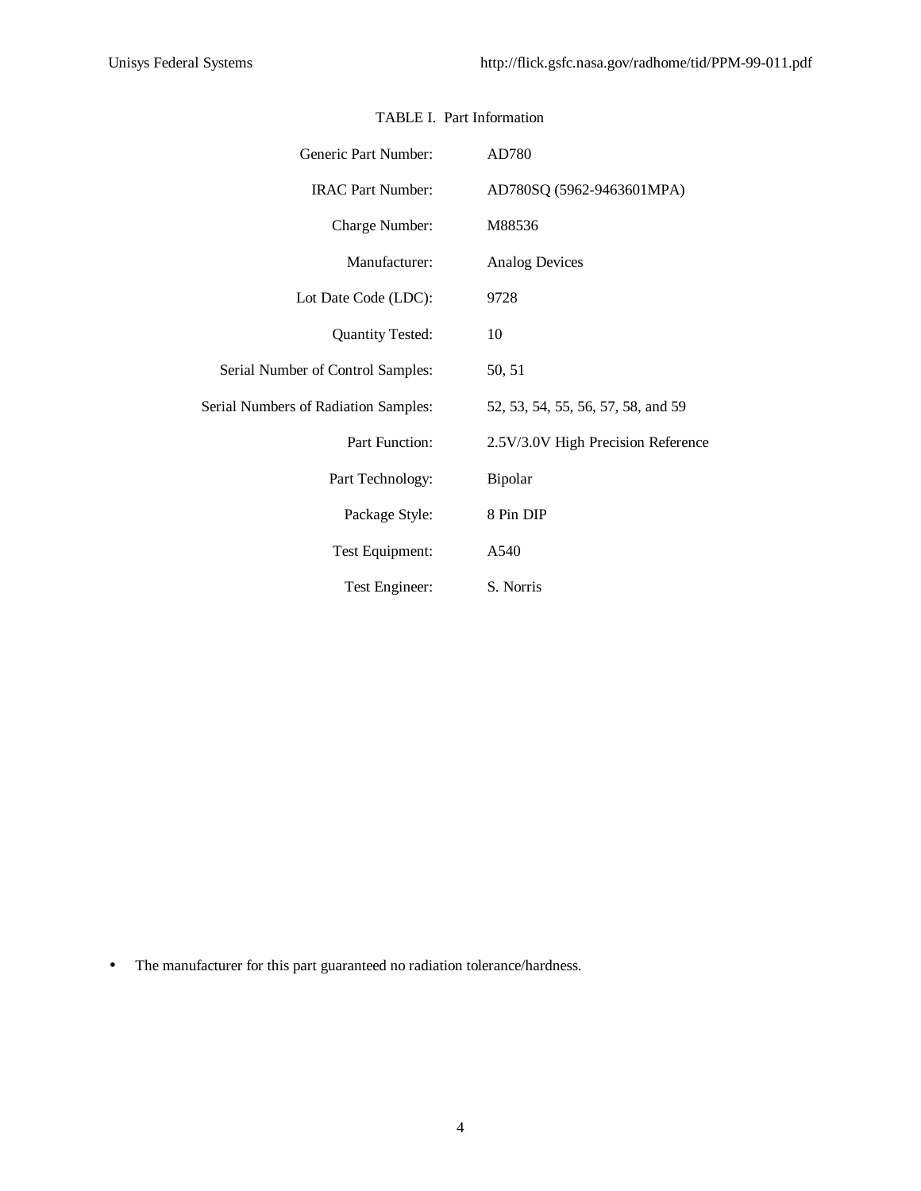TABLE I. Part Information

| | |
|---|---|
| Generic Part Number: | AD780 |
| IRAC Part Number: | AD780SQ (5962-9463601MPA) |
| Charge Number: | M88536 |
| Manufacturer: | Analog Devices |
| Lot Date Code (LDC): | 9728 |
| Quantity Tested: | 10 |
| Serial Number of Control Samples: | 50, 51 |
| Serial Numbers of Radiation Samples: | 52, 53, 54, 55, 56, 57, 58, and 59 |
| Part Function: | 2.5V/3.0V High Precision Reference |
| Part Technology: | Bipolar |
| Package Style: | 8 Pin DIP |
| Test Equipment: | A540 |
| Test Engineer: | S. Norris |

- The manufacturer for this part guaranteed no radiation tolerance/hardness.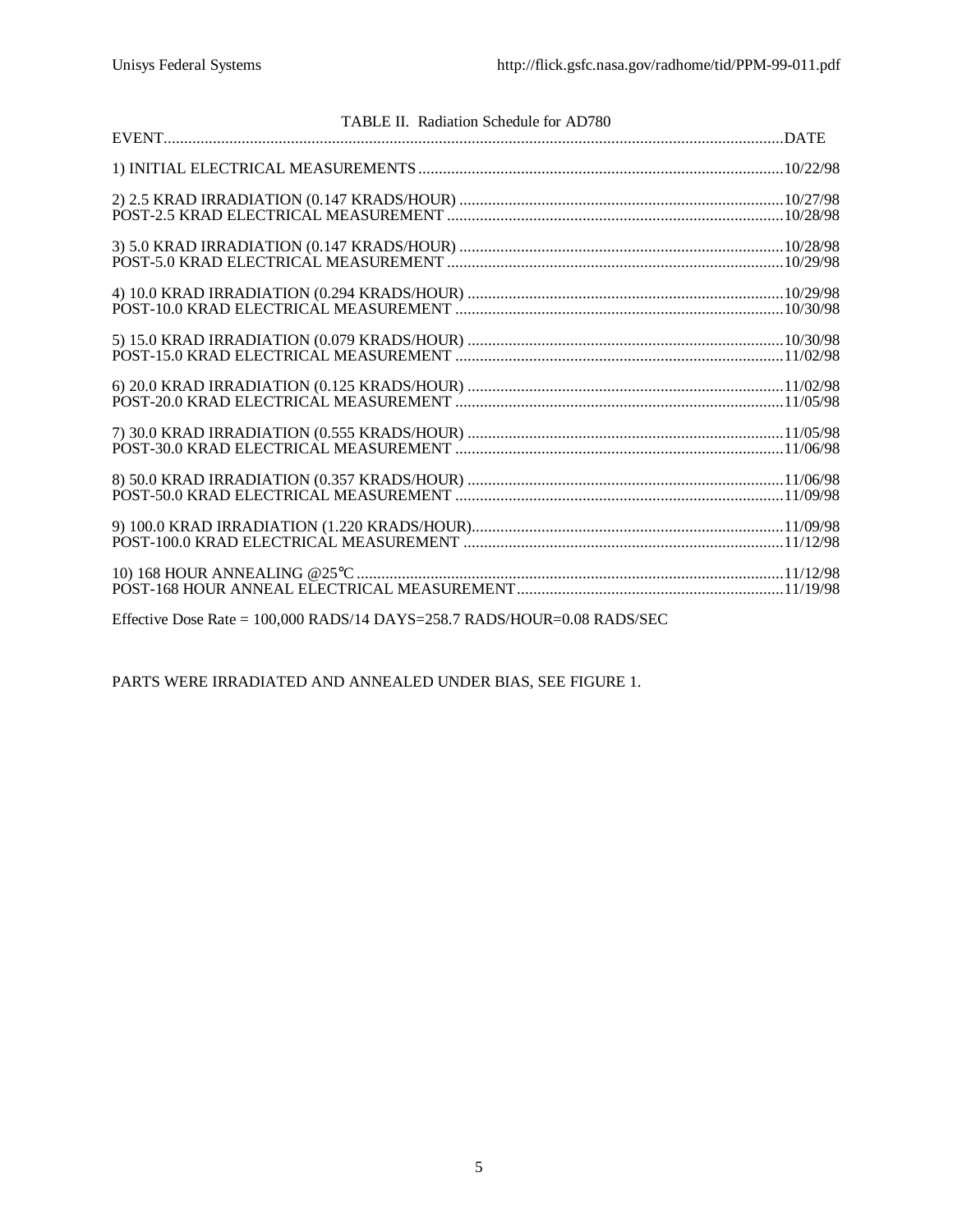TABLE II. Radiation Schedule for AD780

| EVENT | DATE |
|---|---|
| 1) INITIAL ELECTRICAL MEASUREMENTS | 10/22/98 |
| 2) 2.5 KRAD IRRADIATION (0.147 KRADS/HOUR) | 10/27/98 |
| POST-2.5 KRAD ELECTRICAL MEASUREMENT | 10/28/98 |
| 3) 5.0 KRAD IRRADIATION (0.147 KRADS/HOUR) | 10/28/98 |
| POST-5.0 KRAD ELECTRICAL MEASUREMENT | 10/29/98 |
| 4) 10.0 KRAD IRRADIATION (0.294 KRADS/HOUR) | 10/29/98 |
| POST-10.0 KRAD ELECTRICAL MEASUREMENT | 10/30/98 |
| 5) 15.0 KRAD IRRADIATION (0.079 KRADS/HOUR) | 10/30/98 |
| POST-15.0 KRAD ELECTRICAL MEASUREMENT | 11/02/98 |
| 6) 20.0 KRAD IRRADIATION (0.125 KRADS/HOUR) | 11/02/98 |
| POST-20.0 KRAD ELECTRICAL MEASUREMENT | 11/05/98 |
| 7) 30.0 KRAD IRRADIATION (0.555 KRADS/HOUR) | 11/05/98 |
| POST-30.0 KRAD ELECTRICAL MEASUREMENT | 11/06/98 |
| 8) 50.0 KRAD IRRADIATION (0.357 KRADS/HOUR) | 11/06/98 |
| POST-50.0 KRAD ELECTRICAL MEASUREMENT | 11/09/98 |
| 9) 100.0 KRAD IRRADIATION (1.220 KRADS/HOUR) | 11/09/98 |
| POST-100.0 KRAD ELECTRICAL MEASUREMENT | 11/12/98 |
| 10) 168 HOUR ANNEALING @25°C | 11/12/98 |
| POST-168 HOUR ANNEAL ELECTRICAL MEASUREMENT | 11/19/98 |

Effective Dose Rate = 100,000 RADS/14 DAYS=258.7 RADS/HOUR=0.08 RADS/SEC

PARTS WERE IRRADIATED AND ANNEALED UNDER BIAS, SEE FIGURE 1.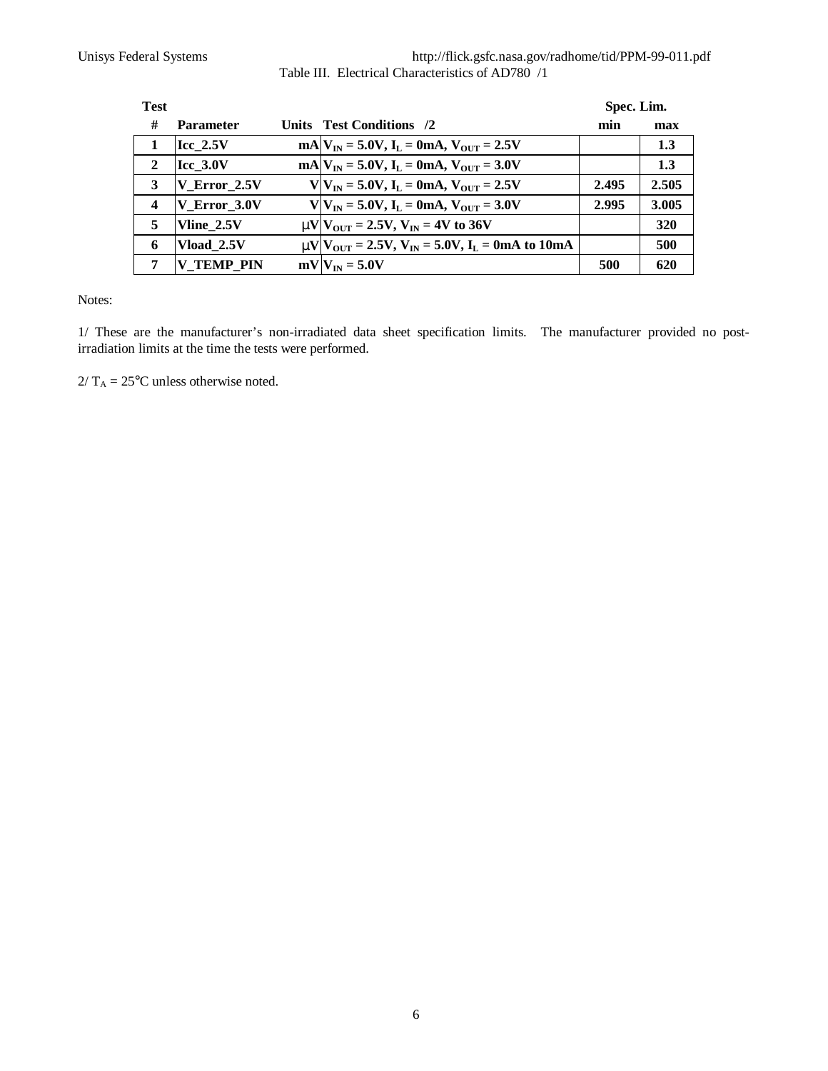Table III. Electrical Characteristics of AD780 /1

| Test # | Parameter | Units | Test Conditions /2 | Spec. Lim. min | Spec. Lim. max |
|---|---|---|---|---|---|
| 1 | Icc_2.5V | mA | $V_{IN}$ = 5.0V, $I_L$ = 0mA, $V_{OUT}$ = 2.5V | | 1.3 |
| 2 | Icc_3.0V | mA | $V_{IN}$ = 5.0V, $I_L$ = 0mA, $V_{OUT}$ = 3.0V | | 1.3 |
| 3 | V_Error_2.5V | V | $V_{IN}$ = 5.0V, $I_L$ = 0mA, $V_{OUT}$ = 2.5V | 2.495 | 2.505 |
| 4 | V_Error_3.0V | V | $V_{IN}$ = 5.0V, $I_L$ = 0mA, $V_{OUT}$ = 3.0V | 2.995 | 3.005 |
| 5 | Vline_2.5V | μV | $V_{OUT}$ = 2.5V, $V_{IN}$ = 4V to 36V | | 320 |
| 6 | Vload_2.5V | μV | $V_{OUT}$ = 2.5V, $V_{IN}$ = 5.0V, $I_L$ = 0mA to 10mA | | 500 |
| 7 | V_TEMP_PIN | mV | $V_{IN}$ = 5.0V | 500 | 620 |

Notes:

1/ These are the manufacturer's non-irradiated data sheet specification limits. The manufacturer provided no post-irradiation limits at the time the tests were performed.

2/ $T_A$ = 25°C unless otherwise noted.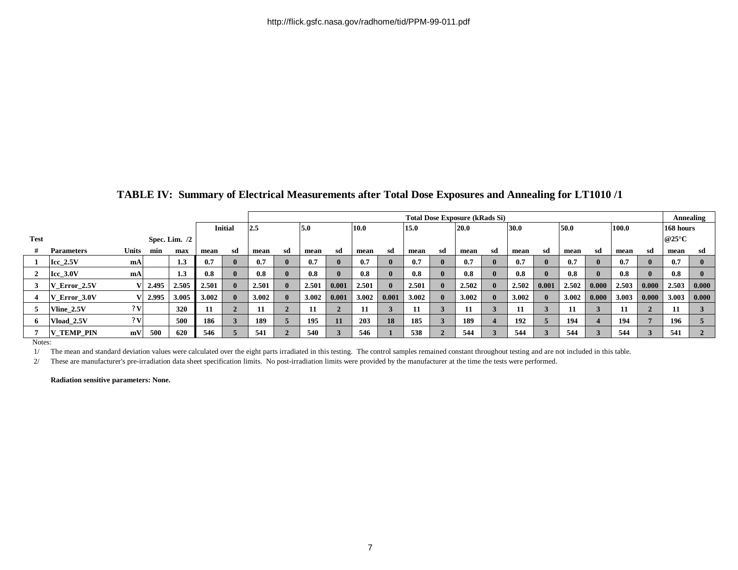http://flick.gsfc.nasa.gov/radhome/tid/PPM-99-011.pdf

## TABLE IV: Summary of Electrical Measurements after Total Dose Exposures and Annealing for LT1010 /1

| | | | | | | | Total Dose Exposure (kRads Si) | | | | | | | | | | | | | | | | | | Annealing | |
|---|---|---|---|---|---|---|---|---|---|---|---|---|---|---|---|---|---|---|---|---|---|---|---|---|---|---|
| | | | | | Initial | | 2.5 | | 5.0 | | 10.0 | | 15.0 | | 20.0 | | 30.0 | | 50.0 | | 100.0 | | | | 168 hours @25°C | |
| Test # | Parameters | Units | Spec. Lim. /2 min | max | mean | sd | mean | sd | mean | sd | mean | sd | mean | sd | mean | sd | mean | sd | mean | sd | mean | sd | | | mean | sd |
| 1 | Icc_2.5V | mA | | 1.3 | 0.7 | 0 | 0.7 | 0 | 0.7 | 0 | 0.7 | 0 | 0.7 | 0 | 0.7 | 0 | 0.7 | 0 | 0.7 | 0 | 0.7 | 0 | | | 0.7 | 0 |
| 2 | Icc_3.0V | mA | | 1.3 | 0.8 | 0 | 0.8 | 0 | 0.8 | 0 | 0.8 | 0 | 0.8 | 0 | 0.8 | 0 | 0.8 | 0 | 0.8 | 0 | 0.8 | 0 | | | 0.8 | 0 |
| 3 | V_Error_2.5V | V | 2.495 | 2.505 | 2.501 | 0 | 2.501 | 0 | 2.501 | 0.001 | 2.501 | 0 | 2.501 | 0 | 2.502 | 0 | 2.502 | 0.001 | 2.502 | 0.000 | 2.503 | 0.000 | | | 2.503 | 0.000 |
| 4 | V_Error_3.0V | V | 2.995 | 3.005 | 3.002 | 0 | 3.002 | 0 | 3.002 | 0.001 | 3.002 | 0.001 | 3.002 | 0 | 3.002 | 0 | 3.002 | 0 | 3.002 | 0.000 | 3.003 | 0.000 | | | 3.003 | 0.000 |
| 5 | Vline_2.5V | ?V | | 320 | 11 | 2 | 11 | 2 | 11 | 2 | 11 | 3 | 11 | 3 | 11 | 3 | 11 | 3 | 11 | 3 | 11 | 2 | | | 11 | 3 |
| 6 | Vload_2.5V | ?V | | 500 | 186 | 3 | 189 | 5 | 195 | 11 | 203 | 18 | 185 | 3 | 189 | 4 | 192 | 5 | 194 | 4 | 194 | 7 | | | 196 | 5 |
| 7 | V_TEMP_PIN | mV | 500 | 620 | 546 | 5 | 541 | 2 | 540 | 3 | 546 | 1 | 538 | 2 | 544 | 3 | 544 | 3 | 544 | 3 | 544 | 3 | | | 541 | 2 |

Notes:

1/ The mean and standard deviation values were calculated over the eight parts irradiated in this testing. The control samples remained constant throughout testing and are not included in this table.

2/ These are manufacturer's pre-irradiation data sheet specification limits. No post-irradiation limits were provided by the manufacturer at the time the tests were performed.

**Radiation sensitive parameters: None.**